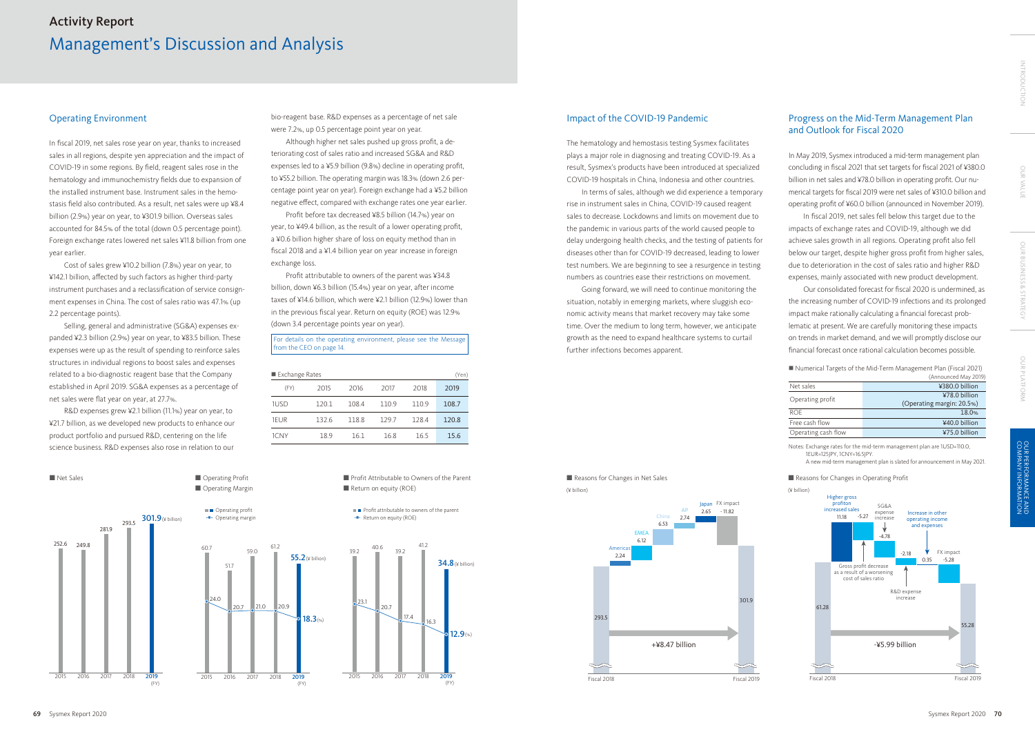## Activity Report

# Management's Discussion and Analysis

## Operating Environment

In fiscal 2019, net sales rose year on year, thanks to increased sales in all regions, despite yen appreciation and the impact of COVID-19 in some regions. By field, reagent sales rose in the hematology and immunochemistry fields due to expansion of the installed instrument base. Instrument sales in the hemostasis field also contributed. As a result, net sales were up ¥8.4 billion (2.9%) year on year, to ¥301.9 billion. Overseas sales accounted for 84.5% of the total (down 0.5 percentage point). Foreign exchange rates lowered net sales ¥11.8 billion from one year earlier.

Cost of sales grew ¥10.2 billion (7.8%) year on year, to ¥142.1 billion, affected by such factors as higher third-party instrument purchases and a reclassification of service consignment expenses in China. The cost of sales ratio was 47.1% (up 2.2 percentage points).

Selling, general and administrative (SG&A) expenses expanded ¥2.3 billion (2.9%) year on year, to ¥83.5 billion. These expenses were up as the result of spending to reinforce sales structures in individual regions to boost sales and expenses related to a bio-diagnostic reagent base that the Company established in April 2019. SG&A expenses as a percentage of net sales were flat year on year, at 27.7%.

R&D expenses grew ¥2.1 billion (11.1%) year on year, to ¥21.7 billion, as we developed new products to enhance our product portfolio and pursued R&D, centering on the life science business. R&D expenses also rose in relation to our bio-reagent base. R&D expenses as a percentage of net sale were 7.2%, up 0.5 percentage point year on year.

Although higher net sales pushed up gross profit, a deteriorating cost of sales ratio and increased SG&A and R&D expenses led to a ¥5.9 billion (9.8%) decline in operating profit, to ¥55.2 billion. The operating margin was 18.3% (down 2.6 percentage point year on year). Foreign exchange had a ¥5.2 billion negative effect, compared with exchange rates one year earlier.

Profit before tax decreased ¥8.5 billion (14.7%) year on year, to ¥49.4 billion, as the result of a lower operating profit, a ¥0.6 billion higher share of loss on equity method than in fiscal 2018 and a ¥1.4 billion year on year increase in foreign exchange loss.

Profit attributable to owners of the parent was ¥34.8 billion, down ¥6.3 billion (15.4%) year on year, after income taxes of ¥14.6 billion, which were ¥2.1 billion (12.9%) lower than in the previous fiscal year. Return on equity (ROE) was 12.9% (down 3.4 percentage points year on year).

For details on the operating environment, please see the Message from the CEO on page 14.

■ Exchange Rates (Yen)

| (FY) | 2015 | 2016 | 2017 | 2018 | 2019 |
|---|---|---|---|---|---|
| 1USD | 120.1 | 108.4 | 110.9 | 110.9 | 108.7 |
| 1EUR | 132.6 | 118.8 | 129.7 | 128.4 | 120.8 |
| 1CNY | 18.9 | 16.1 | 16.8 | 16.5 | 15.6 |

■ Net Sales (¥ billion)

| (FY) | 2015 | 2016 | 2017 | 2018 | 2019 |
|---|---|---|---|---|---|
| Net sales | 252.6 | 249.8 | 281.9 | 293.5 | 301.9 |

■ Operating Profit ■ Operating Margin

| (FY) | 2015 | 2016 | 2017 | 2018 | 2019 |
|---|---|---|---|---|---|
| Operating profit (¥ billion) | 60.7 | 51.7 | 59.0 | 61.2 | 55.2 |
| Operating margin (%) | 24.0 | 20.7 | 21.0 | 20.9 | 18.3 |

■ Profit Attributable to Owners of the Parent ■ Return on equity (ROE)

| (FY) | 2015 | 2016 | 2017 | 2018 | 2019 |
|---|---|---|---|---|---|
| Profit attributable to owners of the parent (¥ billion) | 39.2 | 40.6 | 39.2 | 41.2 | 34.8 |
| Return on equity (ROE) (%) | 23.1 | 20.7 | 17.4 | 16.3 | 12.9 |

## Impact of the COVID-19 Pandemic

The hematology and hemostasis testing Sysmex facilitates plays a major role in diagnosing and treating COVID-19. As a result, Sysmex's products have been introduced at specialized COVID-19 hospitals in China, Indonesia and other countries.

In terms of sales, although we did experience a temporary rise in instrument sales in China, COVID-19 caused reagent sales to decrease. Lockdowns and limits on movement due to the pandemic in various parts of the world caused people to delay undergoing health checks, and the testing of patients for diseases other than for COVID-19 decreased, leading to lower test numbers. We are beginning to see a resurgence in testing numbers as countries ease their restrictions on movement.

Going forward, we will need to continue monitoring the situation, notably in emerging markets, where sluggish economic activity means that market recovery may take some time. Over the medium to long term, however, we anticipate growth as the need to expand healthcare systems to curtail further infections becomes apparent.

■ Reasons for Changes in Net Sales (¥ billion)

| Item | Amount |
|---|---|
| Fiscal 2018 | 293.5 |
| Americas | 2.24 |
| EMEA | 6.12 |
| China | 6.53 |
| AP | 2.74 |
| Japan | 2.65 |
| FX impact | -11.82 |
| Fiscal 2019 | 301.9 |

+¥8.47 billion

## Progress on the Mid-Term Management Plan and Outlook for Fiscal 2020

In May 2019, Sysmex introduced a mid-term management plan concluding in fiscal 2021 that set targets for fiscal 2021 of ¥380.0 billion in net sales and ¥78.0 billion in operating profit. Our numerical targets for fiscal 2019 were net sales of ¥310.0 billion and operating profit of ¥60.0 billion (announced in November 2019).

In fiscal 2019, net sales fell below this target due to the impacts of exchange rates and COVID-19, although we did achieve sales growth in all regions. Operating profit also fell below our target, despite higher gross profit from higher sales, due to deterioration in the cost of sales ratio and higher R&D expenses, mainly associated with new product development.

Our consolidated forecast for fiscal 2020 is undermined, as the increasing number of COVID-19 infections and its prolonged impact make rationally calculating a financial forecast problematic at present. We are carefully monitoring these impacts on trends in market demand, and we will promptly disclose our financial forecast once rational calculation becomes possible.

■ Numerical Targets of the Mid-Term Management Plan (Fiscal 2021) (Announced May 2019)

| | |
|---|---|
| Net sales | ¥380.0 billion |
| Operating profit | ¥78.0 billion (Operating margin: 20.5%) |
| ROE | 18.0% |
| Free cash flow | ¥40.0 billion |
| Operating cash flow | ¥75.0 billion |

Notes: Exchange rates for the mid-term management plan are 1USD=110.0, 1EUR=125JPY, 1CNY=16.5JPY.
A new mid-term management plan is slated for announcement in May 2021.

■ Reasons for Changes in Operating Profit (¥ billion)

| Item | Amount |
|---|---|
| Fiscal 2018 | 61.28 |
| Higher gross profit on increased sales | 11.18 |
| Gross profit decrease as a result of a worsening cost of sales ratio | -5.27 |
| SG&A expense increase | -4.78 |
| R&D expense increase | -2.18 |
| Increase in other operating income and expenses | 0.35 |
| FX impact | -5.28 |
| Fiscal 2019 | 55.28 |

-¥5.99 billion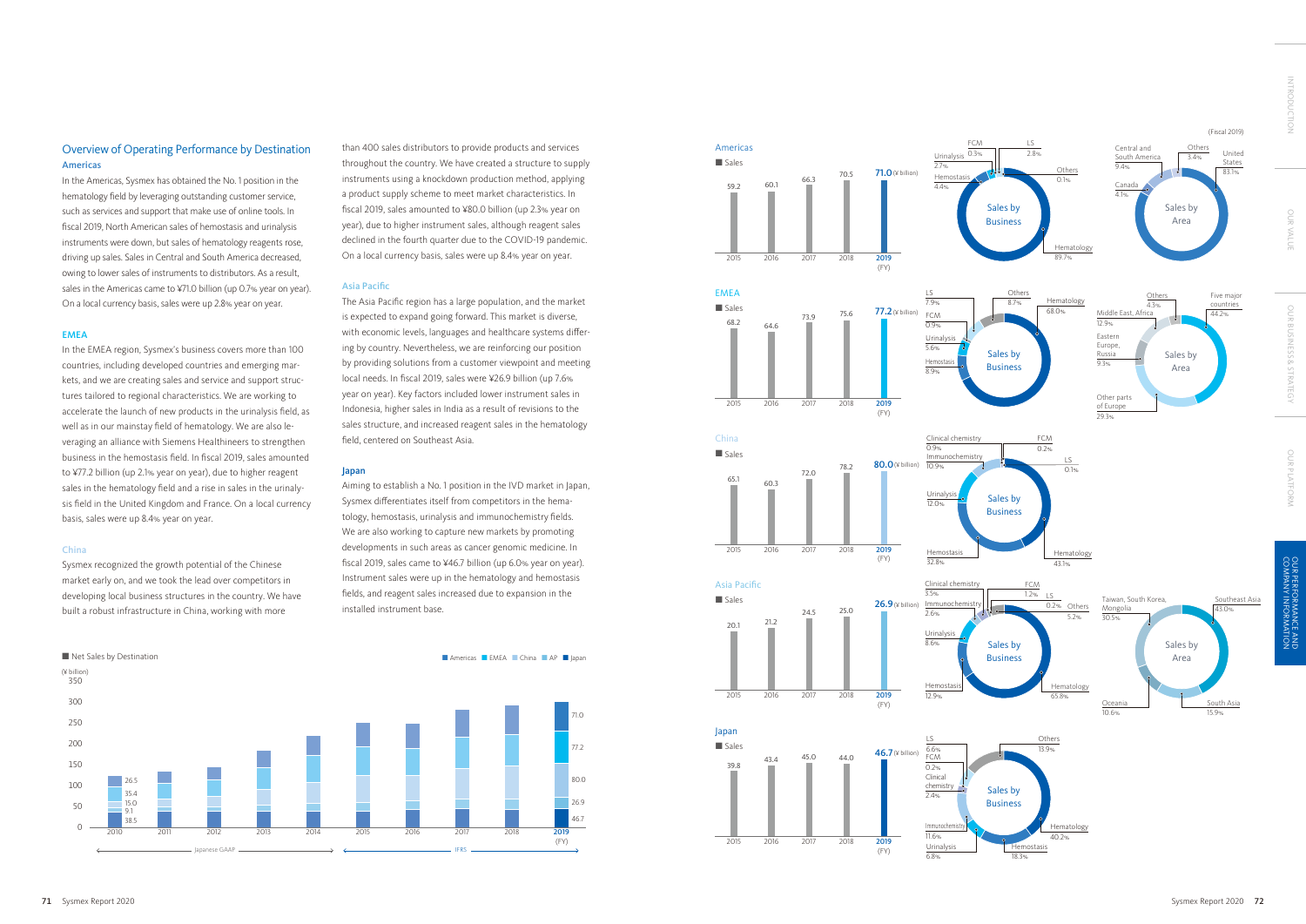## Overview of Operating Performance by Destination

### Americas

In the Americas, Sysmex has obtained the No. 1 position in the hematology field by leveraging outstanding customer service, such as services and support that make use of online tools. In fiscal 2019, North American sales of hemostasis and urinalysis instruments were down, but sales of hematology reagents rose, driving up sales. Sales in Central and South America decreased, owing to lower sales of instruments to distributors. As a result, sales in the Americas came to ¥71.0 billion (up 0.7% year on year). On a local currency basis, sales were up 2.8% year on year.

### EMEA

In the EMEA region, Sysmex's business covers more than 100 countries, including developed countries and emerging markets, and we are creating sales and service and support structures tailored to regional characteristics. We are working to accelerate the launch of new products in the urinalysis field, as well as in our mainstay field of hematology. We are also leveraging an alliance with Siemens Healthineers to strengthen business in the hemostasis field. In fiscal 2019, sales amounted to ¥77.2 billion (up 2.1% year on year), due to higher reagent sales in the hematology field and a rise in sales in the urinalysis field in the United Kingdom and France. On a local currency basis, sales were up 8.4% year on year.

### China

Sysmex recognized the growth potential of the Chinese market early on, and we took the lead over competitors in developing local business structures in the country. We have built a robust infrastructure in China, working with more than 400 sales distributors to provide products and services throughout the country. We have created a structure to supply instruments using a knockdown production method, applying a product supply scheme to meet market characteristics. In fiscal 2019, sales amounted to ¥80.0 billion (up 2.3% year on year), due to higher instrument sales, although reagent sales declined in the fourth quarter due to the COVID-19 pandemic. On a local currency basis, sales were up 8.4% year on year.

### Asia Pacific

The Asia Pacific region has a large population, and the market is expected to expand going forward. This market is diverse, with economic levels, languages and healthcare systems differing by country. Nevertheless, we are reinforcing our position by providing solutions from a customer viewpoint and meeting local needs. In fiscal 2019, sales were ¥26.9 billion (up 7.6% year on year). Key factors included lower instrument sales in Indonesia, higher sales in India as a result of revisions to the sales structure, and increased reagent sales in the hematology field, centered on Southeast Asia.

### Japan

Aiming to establish a No. 1 position in the IVD market in Japan, Sysmex differentiates itself from competitors in the hematology, hemostasis, urinalysis and immunochemistry fields. We are also working to capture new markets by promoting developments in such areas as cancer genomic medicine. In fiscal 2019, sales came to ¥46.7 billion (up 6.0% year on year). Instrument sales were up in the hematology and hemostasis fields, and reagent sales increased due to expansion in the installed instrument base.

**Net Sales by Destination** (¥ billion)

| FY | Americas | EMEA | China | AP | Japan |
|---|---|---|---|---|---|
| 2010 | 26.5 | 35.4 | 15.0 | 9.1 | 38.5 |
| 2019 | 71.0 | 77.2 | 80.0 | 26.9 | 46.7 |

2010–2014: Japanese GAAP; 2015–2019: IFRS

(Fiscal 2019)

**Americas — Sales** (¥ billion)

| 2015 | 2016 | 2017 | 2018 | 2019 |
|---|---|---|---|---|
| 59.2 | 60.1 | 66.3 | 70.5 | 71.0 |

Sales by Business: Hematology 89.7%, Hemostasis 4.4%, Urinalysis 2.7%, FCM 0.3%, LS 2.8%, Others 0.1%

Sales by Area: United States 83.1%, Central and South America 9.4%, Canada 4.1%, Others 3.4%

**EMEA — Sales** (¥ billion)

| 2015 | 2016 | 2017 | 2018 | 2019 |
|---|---|---|---|---|
| 68.2 | 64.6 | 73.9 | 75.6 | 77.2 |

Sales by Business: Hematology 68.0%, Hemostasis 8.9%, Urinalysis 5.6%, FCM 0.9%, LS 7.9%, Others 8.7%

Sales by Area: Five major countries 44.2%, Other parts of Europe 29.3%, Middle East, Africa 12.9%, Eastern Europe, Russia 9.3%, Others 4.3%

**China — Sales** (¥ billion)

| 2015 | 2016 | 2017 | 2018 | 2019 |
|---|---|---|---|---|
| 65.1 | 60.3 | 72.0 | 78.2 | 80.0 |

Sales by Business: Hematology 43.1%, Hemostasis 32.8%, Urinalysis 12.0%, Immunochemistry 10.9%, Clinical chemistry 0.9%, FCM 0.2%, LS 0.1%

**Asia Pacific — Sales** (¥ billion)

| 2015 | 2016 | 2017 | 2018 | 2019 |
|---|---|---|---|---|
| 20.1 | 21.2 | 24.5 | 25.0 | 26.9 |

Sales by Business: Hematology 65.8%, Hemostasis 12.9%, Urinalysis 8.6%, Immunochemistry 2.6%, Clinical chemistry 3.5%, FCM 1.2%, LS 0.2%, Others 5.2%

Sales by Area: Southeast Asia 43.0%, Taiwan, South Korea, Mongolia 30.5%, South Asia 15.9%, Oceania 10.6%

**Japan — Sales** (¥ billion)

| 2015 | 2016 | 2017 | 2018 | 2019 |
|---|---|---|---|---|
| 39.8 | 43.4 | 45.0 | 44.0 | 46.7 |

Sales by Business: Hematology 40.2%, Hemostasis 18.3%, Urinalysis 6.8%, Immunochemistry 11.6%, Clinical chemistry 2.4%, FCM 0.2%, LS 6.6%, Others 13.9%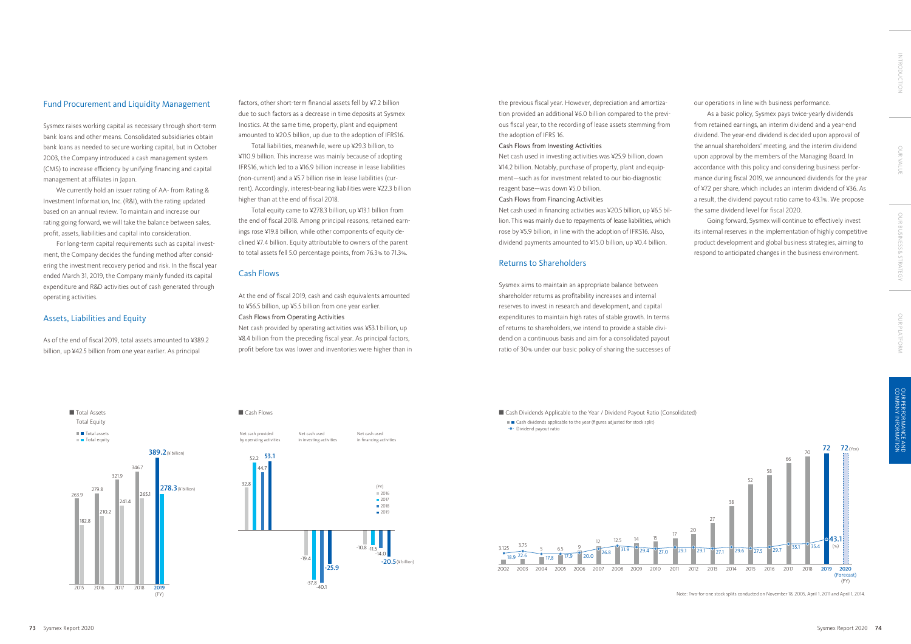## Fund Procurement and Liquidity Management

Sysmex raises working capital as necessary through short-term bank loans and other means. Consolidated subsidiaries obtain bank loans as needed to secure working capital, but in October 2003, the Company introduced a cash management system (CMS) to increase efficiency by unifying financing and capital management at affiliates in Japan.

We currently hold an issuer rating of AA- from Rating & Investment Information, Inc. (R&I), with the rating updated based on an annual review. To maintain and increase our rating going forward, we will take the balance between sales, profit, assets, liabilities and capital into consideration.

For long-term capital requirements such as capital investment, the Company decides the funding method after considering the investment recovery period and risk. In the fiscal year ended March 31, 2019, the Company mainly funded its capital expenditure and R&D activities out of cash generated through operating activities.

## Assets, Liabilities and Equity

As of the end of fiscal 2019, total assets amounted to ¥389.2 billion, up ¥42.5 billion from one year earlier. As principal factors, other short-term financial assets fell by ¥7.2 billion due to such factors as a decrease in time deposits at Sysmex Inostics. At the same time, property, plant and equipment amounted to ¥20.5 billion, up due to the adoption of IFRS16.

Total liabilities, meanwhile, were up ¥29.3 billion, to ¥110.9 billion. This increase was mainly because of adopting IFRS16, which led to a ¥16.9 billion increase in lease liabilities (non-current) and a ¥5.7 billion rise in lease liabilities (current). Accordingly, interest-bearing liabilities were ¥22.3 billion higher than at the end of fiscal 2018.

Total equity came to ¥278.3 billion, up ¥13.1 billion from the end of fiscal 2018. Among principal reasons, retained earnings rose ¥19.8 billion, while other components of equity declined ¥7.4 billion. Equity attributable to owners of the parent to total assets fell 5.0 percentage points, from 76.3% to 71.3%.

## Cash Flows

At the end of fiscal 2019, cash and cash equivalents amounted to ¥56.5 billion, up ¥5.5 billion from one year earlier.

**Cash Flows from Operating Activities**

Net cash provided by operating activities was ¥53.1 billion, up ¥8.4 billion from the preceding fiscal year. As principal factors, profit before tax was lower and inventories were higher than in the previous fiscal year. However, depreciation and amortization provided an additional ¥6.0 billion compared to the previous fiscal year, to the recording of lease assets stemming from the adoption of IFRS 16.

**Cash Flows from Investing Activities**

Net cash used in investing activities was ¥25.9 billion, down ¥14.2 billion. Notably, purchase of property, plant and equipment—such as for investment related to our bio-diagnostic reagent base—was down ¥5.0 billion.

**Cash Flows from Financing Activities**

Net cash used in financing activities was ¥20.5 billion, up ¥6.5 billion. This was mainly due to repayments of lease liabilities, which rose by ¥5.9 billion, in line with the adoption of IFRS16. Also, dividend payments amounted to ¥15.0 billion, up ¥0.4 billion.

## Returns to Shareholders

Sysmex aims to maintain an appropriate balance between shareholder returns as profitability increases and internal reserves to invest in research and development, and capital expenditures to maintain high rates of stable growth. In terms of returns to shareholders, we intend to provide a stable dividend on a continuous basis and aim for a consolidated payout ratio of 30% under our basic policy of sharing the successes of our operations in line with business performance.

As a basic policy, Sysmex pays twice-yearly dividends from retained earnings, an interim dividend and a year-end dividend. The year-end dividend is decided upon approval of the annual shareholders' meeting, and the interim dividend upon approval by the members of the Managing Board. In accordance with this policy and considering business performance during fiscal 2019, we announced dividends for the year of ¥72 per share, which includes an interim dividend of ¥36. As a result, the dividend payout ratio came to 43.1%. We propose the same dividend level for fiscal 2020.

Going forward, Sysmex will continue to effectively invest its internal reserves in the implementation of highly competitive product development and global business strategies, aiming to respond to anticipated changes in the business environment.

■ Total Assets / Total Equity

| (FY) | Total assets (¥ billion) | Total equity (¥ billion) |
|---|---|---|
| 2015 | 263.9 | 182.8 |
| 2016 | 279.8 | 210.2 |
| 2017 | 321.9 | 241.4 |
| 2018 | 346.7 | 265.1 |
| 2019 | 389.2 | 278.3 |

■ Cash Flows

| (FY) | Net cash provided by operating activities | Net cash used in investing activities | Net cash used in financing activities |
|---|---|---|---|
| 2016 | 32.8 | -19.4 | -10.8 |
| 2017 | 52.2 | -37.8 | -11.5 |
| 2018 | 44.7 | -40.1 | -14.0 |
| 2019 | 53.1 | -25.9 | -20.5 |

(¥ billion)

■ Cash Dividends Applicable to the Year / Dividend Payout Ratio (Consolidated)

| (FY) | Cash dividends applicable to the year (figures adjusted for stock split) (Yen) | Dividend payout ratio (%) |
|---|---|---|
| 2002 | 3.125 | 18.9 |
| 2003 | 3.75 | 22.6 |
| 2004 | 5 | 17.8 |
| 2005 | 6.5 | 17.9 |
| 2006 | 9 | 20.0 |
| 2007 | 12 | 26.8 |
| 2008 | 12.5 | 31.9 |
| 2009 | 14 | 29.4 |
| 2010 | 15 | 27.0 |
| 2011 | 17 | 29.1 |
| 2012 | 20 | 29.1 |
| 2013 | 27 | 27.1 |
| 2014 | 38 | 29.6 |
| 2015 | 52 | 27.5 |
| 2016 | 58 | 29.7 |
| 2017 | 66 | 35.1 |
| 2018 | 70 | 35.4 |
| 2019 | 72 | 43.1 |
| 2020 (Forecast) | 72 | |

Note: Two-for-one stock splits conducted on November 18, 2005, April 1, 2011 and April 1, 2014.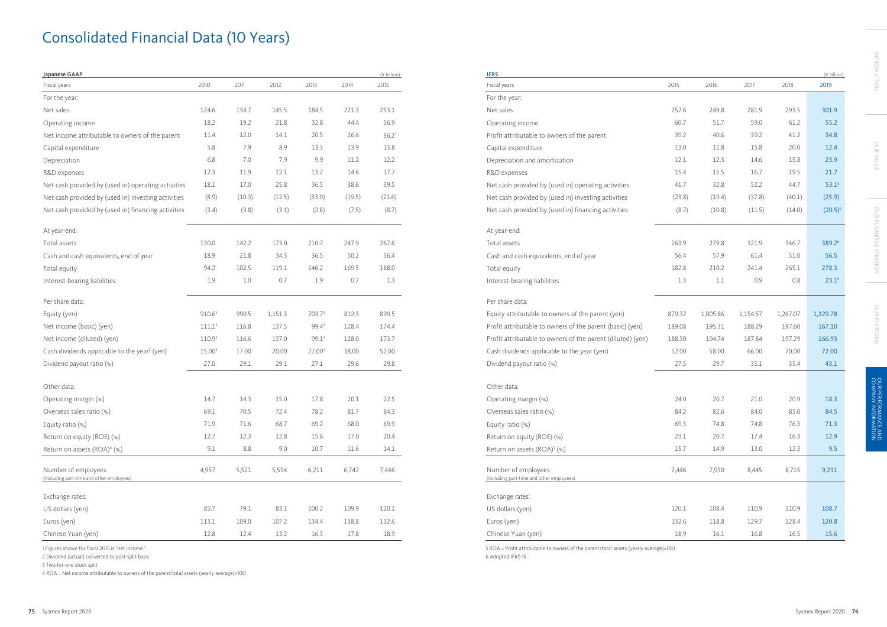# Consolidated Financial Data (10 Years)

| Japanese GAAP | | | | | | (¥ billion) |
|---|---|---|---|---|---|---|
| Fiscal years | 2010 | 2011 | 2012 | 2013 | 2014 | 2015 |
| For the year: | | | | | | |
| Net sales | 124.6 | 134.7 | 145.5 | 184.5 | 221.3 | 253.1 |
| Operating income | 18.2 | 19.2 | 21.8 | 32.8 | 44.4 | 56.9 |
| Net income attributable to owners of the parent | 11.4 | 12.0 | 14.1 | 20.5 | 26.6 | 36.2[1] |
| Capital expenditure | 5.8 | 7.9 | 8.9 | 13.3 | 13.9 | 13.8 |
| Depreciation | 6.8 | 7.0 | 7.9 | 9.9 | 11.2 | 12.2 |
| R&D expenses | 12.3 | 11.9 | 12.1 | 13.2 | 14.6 | 17.7 |
| Net cash provided by (used in) operating activities | 18.1 | 17.0 | 25.8 | 36.5 | 38.6 | 39.5 |
| Net cash provided by (used in) investing activities | (8.9) | (10.3) | (12.5) | (33.9) | (19.5) | (21.6) |
| Net cash provided by (used in) financing activities | (3.4) | (3.8) | (3.1) | (2.8) | (7.5) | (8.7) |
| At year-end: | | | | | | |
| Total assets | 130.0 | 142.2 | 173.0 | 210.7 | 247.9 | 267.6 |
| Cash and cash equivalents, end of year | 18.9 | 21.8 | 34.3 | 36.5 | 50.2 | 56.4 |
| Total equity | 94.2 | 102.5 | 119.1 | 146.2 | 169.5 | 188.0 |
| Interest-bearing liabilities | 1.9 | 1.0 | 0.7 | 1.9 | 0.7 | 1.3 |
| Per share data: | | | | | | |
| Equity (yen) | 910.6[3] | 990.5 | 1,151.3 | 703.7[3] | 812.3 | 899.5 |
| Net income (basic) (yen) | 111.1[3] | 116.8 | 137.5 | 99.4[3] | 128.4 | 174.4 |
| Net income (diluted) (yen) | 110.9[3] | 116.6 | 137.0 | 99.1[3] | 128.0 | 173.7 |
| Cash dividends applicable to the year[2] (yen) | 15.00[3] | 17.00 | 20.00 | 27.00[3] | 38.00 | 52.00 |
| Dividend payout ratio (%) | 27.0 | 29.1 | 29.1 | 27.1 | 29.6 | 29.8 |
| Other data: | | | | | | |
| Operating margin (%) | 14.7 | 14.3 | 15.0 | 17.8 | 20.1 | 22.5 |
| Overseas sales ratio (%) | 69.1 | 70.5 | 72.4 | 78.2 | 81.7 | 84.3 |
| Equity ratio (%) | 71.9 | 71.6 | 68.7 | 69.2 | 68.0 | 69.9 |
| Return on equity (ROE) (%) | 12.7 | 12.3 | 12.8 | 15.6 | 17.0 | 20.4 |
| Return on assets (ROA)[4] (%) | 9.1 | 8.8 | 9.0 | 10.7 | 11.6 | 14.1 |
| Number of employees (Including part-time and other employees) | 4,957 | 5,521 | 5,594 | 6,211 | 6,742 | 7,446 |
| Exchange rates: | | | | | | |
| US dollars (yen) | 85.7 | 79.1 | 83.1 | 100.2 | 109.9 | 120.1 |
| Euros (yen) | 113.1 | 109.0 | 107.2 | 134.4 | 138.8 | 132.6 |
| Chinese Yuan (yen) | 12.8 | 12.4 | 13.2 | 16.3 | 17.8 | 18.9 |

1 Figures shown for fiscal 2015 is "net income."

2 Dividend (actual) converted to post-split basis.

3 Two-for-one stock split

4 ROA = Net income attributable to owners of the parent/total assets (yearly average)×100

| IFRS | | | | | (¥ billion) |
|---|---|---|---|---|---|
| Fiscal years | 2015 | 2016 | 2017 | 2018 | 2019 |
| For the year: | | | | | |
| Net sales | 252.6 | 249.8 | 281.9 | 293.5 | 301.9 |
| Operating income | 60.7 | 51.7 | 59.0 | 61.2 | 55.2 |
| Profit attributable to owners of the parent | 39.2 | 40.6 | 39.2 | 41.2 | 34.8 |
| Capital expenditure | 13.0 | 11.8 | 15.8 | 20.0 | 12.4 |
| Depreciation and amortization | 12.1 | 12.3 | 14.6 | 15.8 | 23.9 |
| R&D expenses | 15.4 | 15.5 | 16.7 | 19.5 | 21.7 |
| Net cash provided by (used in) operating activities | 41.7 | 32.8 | 52.2 | 44.7 | 53.1[6] |
| Net cash provided by (used in) investing activities | (23.8) | (19.4) | (37.8) | (40.1) | (25.9) |
| Net cash provided by (used in) financing activities | (8.7) | (10.8) | (11.5) | (14.0) | (20.5)[6] |
| At year-end: | | | | | |
| Total assets | 263.9 | 279.8 | 321.9 | 346.7 | 389.2[6] |
| Cash and cash equivalents, end of year | 56.4 | 57.9 | 61.4 | 51.0 | 56.5 |
| Total equity | 182.8 | 210.2 | 241.4 | 265.1 | 278.3 |
| Interest-bearing liabilities | 1.3 | 1.1 | 0.9 | 0.8 | 23.1[6] |
| Per share data: | | | | | |
| Equity attributable to owners of the parent (yen) | 879.32 | 1,005.86 | 1,154.57 | 1,267.07 | 1,329.78 |
| Profit attributable to owners of the parent (basic) (yen) | 189.08 | 195.31 | 188.29 | 197.60 | 167.10 |
| Profit attributable to owners of the parent (diluted) (yen) | 188.30 | 194.74 | 187.84 | 197.29 | 166.93 |
| Cash dividends applicable to the year (yen) | 52.00 | 58.00 | 66.00 | 70.00 | 72.00 |
| Dividend payout ratio (%) | 27.5 | 29.7 | 35.1 | 35.4 | 43.1 |
| Other data: | | | | | |
| Operating margin (%) | 24.0 | 20.7 | 21.0 | 20.9 | 18.3 |
| Overseas sales ratio (%) | 84.2 | 82.6 | 84.0 | 85.0 | 84.5 |
| Equity ratio (%) | 69.3 | 74.8 | 74.8 | 76.3 | 71.3 |
| Return on equity (ROE) (%) | 23.1 | 20.7 | 17.4 | 16.3 | 12.9 |
| Return on assets (ROA)[5] (%) | 15.7 | 14.9 | 13.0 | 12.3 | 9.5 |
| Number of employees (Including part-time and other employees) | 7,446 | 7,930 | 8,445 | 8,715 | 9,231 |
| Exchange rates: | | | | | |
| US dollars (yen) | 120.1 | 108.4 | 110.9 | 110.9 | 108.7 |
| Euros (yen) | 132.6 | 118.8 | 129.7 | 128.4 | 120.8 |
| Chinese Yuan (yen) | 18.9 | 16.1 | 16.8 | 16.5 | 15.6 |

5 ROA = Profit attributable to owners of the parent/total assets (yearly average)×100

6 Adopted IFRS 16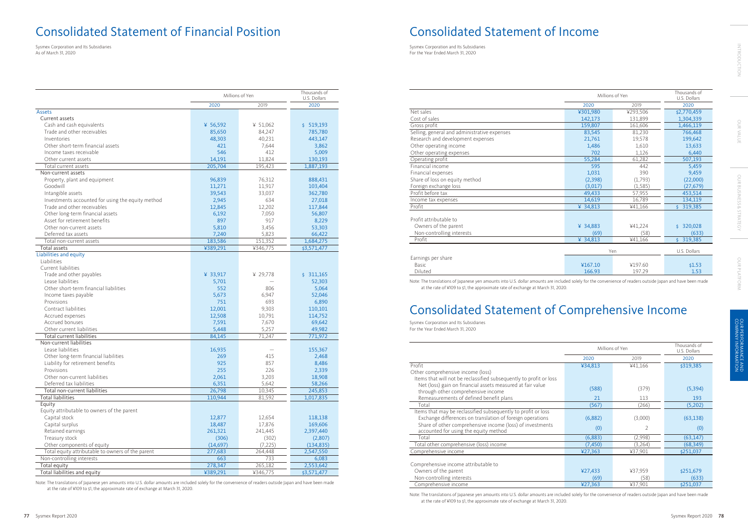# Consolidated Statement of Financial Position

Sysmex Corporation and Its Subsidiaries
As of March 31, 2020

| | Millions of Yen | | Thousands of U.S. Dollars |
|---|---|---|---|
| | 2020 | 2019 | 2020 |
| **Assets** | | | |
| Current assets | | | |
| Cash and cash equivalents | ¥ 56,592 | ¥ 51,062 | $ 519,193 |
| Trade and other receivables | 85,650 | 84,247 | 785,780 |
| Inventories | 48,303 | 40,231 | 443,147 |
| Other short-term financial assets | 421 | 7,644 | 3,862 |
| Income taxes receivable | 546 | 412 | 5,009 |
| Other current assets | 14,191 | 11,824 | 130,193 |
| Total current assets | 205,704 | 195,423 | 1,887,193 |
| Non-current assets | | | |
| Property, plant and equipment | 96,839 | 76,312 | 888,431 |
| Goodwill | 11,271 | 11,917 | 103,404 |
| Intangible assets | 39,543 | 33,037 | 362,780 |
| Investments accounted for using the equity method | 2,945 | 634 | 27,018 |
| Trade and other receivables | 12,845 | 12,202 | 117,844 |
| Other long-term financial assets | 6,192 | 7,050 | 56,807 |
| Asset for retirement benefits | 897 | 917 | 8,229 |
| Other non-current assets | 5,810 | 3,456 | 53,303 |
| Deferred tax assets | 7,240 | 5,823 | 66,422 |
| Total non-current assets | 183,586 | 151,352 | 1,684,275 |
| Total assets | ¥389,291 | ¥346,775 | $3,571,477 |
| **Liabilities and equity** | | | |
| Liabilities | | | |
| Current liabilities | | | |
| Trade and other payables | ¥ 33,917 | ¥ 29,778 | $ 311,165 |
| Lease liabilities | 5,701 | — | 52,303 |
| Other short-term financial liabilities | 552 | 806 | 5,064 |
| Income taxes payable | 5,673 | 6,947 | 52,046 |
| Provisions | 751 | 693 | 6,890 |
| Contract liabilities | 12,001 | 9,303 | 110,101 |
| Accrued expenses | 12,508 | 10,791 | 114,752 |
| Accrued bonuses | 7,591 | 7,670 | 69,642 |
| Other current liabilities | 5,448 | 5,257 | 49,982 |
| Total current liabilities | 84,145 | 71,247 | 771,972 |
| Non-current liabilities | | | |
| Lease liabilities | 16,935 | — | 155,367 |
| Other long-term financial liabilities | 269 | 415 | 2,468 |
| Liability for retirement benefits | 925 | 857 | 8,486 |
| Provisions | 255 | 226 | 2,339 |
| Other non-current liabilities | 2,061 | 3,203 | 18,908 |
| Deferred tax liabilities | 6,351 | 5,642 | 58,266 |
| Total non-current liabilities | 26,798 | 10,345 | 245,853 |
| Total liabilities | 110,944 | 81,592 | 1,017,835 |
| Equity | | | |
| Equity attributable to owners of the parent | | | |
| Capital stock | 12,877 | 12,654 | 118,138 |
| Capital surplus | 18,487 | 17,876 | 169,606 |
| Retained earnings | 261,321 | 241,445 | 2,397,440 |
| Treasury stock | (306) | (302) | (2,807) |
| Other components of equity | (14,697) | (7,225) | (134,835) |
| Total equity attributable to owners of the parent | 277,683 | 264,448 | 2,547,550 |
| Non-controlling interests | 663 | 733 | 6,083 |
| Total equity | 278,347 | 265,182 | 2,553,642 |
| Total liabilities and equity | ¥389,291 | ¥346,775 | $3,571,477 |

Note: The translations of Japanese yen amounts into U.S. dollar amounts are included solely for the convenience of readers outside Japan and have been made at the rate of ¥109 to $1, the approximate rate of exchange at March 31, 2020.

# Consolidated Statement of Income

Sysmex Corporation and Its Subsidiaries
For the Year Ended March 31, 2020

| | Millions of Yen | | Thousands of U.S. Dollars |
|---|---|---|---|
| | 2020 | 2019 | 2020 |
| Net sales | ¥301,980 | ¥293,506 | $2,770,459 |
| Cost of sales | 142,173 | 131,899 | 1,304,339 |
| Gross profit | 159,807 | 161,606 | 1,466,119 |
| Selling, general and administrative expenses | 83,545 | 81,230 | 766,468 |
| Research and development expenses | 21,761 | 19,578 | 199,642 |
| Other operating income | 1,486 | 1,610 | 13,633 |
| Other operating expenses | 702 | 1,126 | 6,440 |
| Operating profit | 55,284 | 61,282 | 507,193 |
| Financial income | 595 | 442 | 5,459 |
| Financial expenses | 1,031 | 390 | 9,459 |
| Share of loss on equity method | (2,398) | (1,793) | (22,000) |
| Foreign exchange loss | (3,017) | (1,585) | (27,679) |
| Profit before tax | 49,433 | 57,955 | 453,514 |
| Income tax expenses | 14,619 | 16,789 | 134,119 |
| Profit | ¥ 34,813 | ¥41,166 | $ 319,385 |
| Profit attributable to | | | |
| Owners of the parent | ¥ 34,883 | ¥41,224 | $ 320,028 |
| Non-controlling interests | (69) | (58) | (633) |
| Profit | ¥ 34,813 | ¥41,166 | $ 319,385 |
| | Yen | | U.S. Dollars |
| Earnings per share | | | |
| Basic | ¥167.10 | ¥197.60 | $1.53 |
| Diluted | 166.93 | 197.29 | 1.53 |

Note: The translations of Japanese yen amounts into U.S. dollar amounts are included solely for the convenience of readers outside Japan and have been made at the rate of ¥109 to $1, the approximate rate of exchange at March 31, 2020.

# Consolidated Statement of Comprehensive Income

Sysmex Corporation and Its Subsidiaries
For the Year Ended March 31, 2020

| | Millions of Yen | | Thousands of U.S. Dollars |
|---|---|---|---|
| | 2020 | 2019 | 2020 |
| Profit | ¥34,813 | ¥41,166 | $319,385 |
| Other comprehensive income (loss) | | | |
| Items that will not be reclassified subsequently to profit or loss | | | |
| Net (loss) gain on financial assets measured at fair value through other comprehensive income | (588) | (379) | (5,394) |
| Remeasurements of defined benefit plans | 21 | 113 | 193 |
| Total | (567) | (266) | (5,202) |
| Items that may be reclassified subsequently to profit or loss | | | |
| Exchange differences on translation of foreign operations | (6,882) | (3,000) | (63,138) |
| Share of other comprehensive income (loss) of investments accounted for using the equity method | (0) | 2 | (0) |
| Total | (6,883) | (2,998) | (63,147) |
| Total other comprehensive (loss) income | (7,450) | (3,264) | (68,349) |
| Comprehensive income | ¥27,363 | ¥37,901 | $251,037 |
| Comprehensive income attributable to | | | |
| Owners of the parent | ¥27,433 | ¥37,959 | $251,679 |
| Non-controlling interests | (69) | (58) | (633) |
| Comprehensive income | ¥27,363 | ¥37,901 | $251,037 |

Note: The translations of Japanese yen amounts into U.S. dollar amounts are included solely for the convenience of readers outside Japan and have been made at the rate of ¥109 to $1, the approximate rate of exchange at March 31, 2020.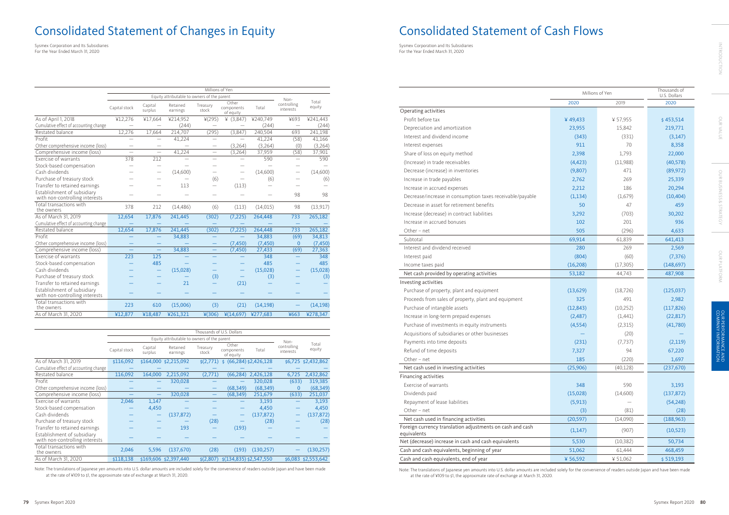# Consolidated Statement of Changes in Equity

Sysmex Corporation and Its Subsidiaries
For the Year Ended March 31, 2020

| | Millions of Yen | | | | | | | |
|---|---|---|---|---|---|---|---|---|
| | Equity attributable to owners of the parent | | | | | | Non-controlling interests | Total equity |
| | Capital stock | Capital surplus | Retained earnings | Treasury stock | Other components of equity | Total | | |
| As of April 1, 2018 | ¥12,276 | ¥17,664 | ¥214,952 | ¥(295) | ¥ (3,847) | ¥240,749 | ¥693 | ¥241,443 |
| Cumulative effect of accounting change | — | — | (244) | — | — | (244) | — | (244) |
| Restated balance | 12,276 | 17,664 | 214,707 | (295) | (3,847) | 240,504 | 693 | 241,198 |
| Profit | — | — | 41,224 | — | — | 41,224 | (58) | 41,166 |
| Other comprehensive income (loss) | — | — | — | — | (3,264) | (3,264) | (0) | (3,264) |
| Comprehensive income (loss) | — | — | 41,224 | — | (3,264) | 37,959 | (58) | 37,901 |
| Exercise of warrants | 378 | 212 | — | — | — | 590 | — | 590 |
| Stock-based compensation | — | — | — | — | — | — | — | — |
| Cash dividends | — | — | (14,600) | — | — | (14,600) | — | (14,600) |
| Purchase of treasury stock | — | — | — | (6) | — | (6) | — | (6) |
| Transfer to retained earnings | — | — | 113 | — | (113) | — | — | — |
| Establishment of subsidiary with non-controlling interests | — | — | — | — | — | — | 98 | 98 |
| Total transactions with the owners | 378 | 212 | (14,486) | (6) | (113) | (14,015) | 98 | (13,917) |
| As of March 31, 2019 | 12,654 | 17,876 | 241,445 | (302) | (7,225) | 264,448 | 733 | 265,182 |
| Cumulative effect of accounting change | — | — | — | — | — | — | — | — |
| Restated balance | 12,654 | 17,876 | 241,445 | (302) | (7,225) | 264,448 | 733 | 265,182 |
| Profit | — | — | 34,883 | — | — | 34,883 | (69) | 34,813 |
| Other comprehensive income (loss) | — | — | — | — | (7,450) | (7,450) | 0 | (7,450) |
| Comprehensive income (loss) | — | — | 34,883 | — | (7,450) | 27,433 | (69) | 27,363 |
| Exercise of warrants | 223 | 125 | — | — | — | 348 | — | 348 |
| Stock-based compensation | — | 485 | — | — | — | 485 | — | 485 |
| Cash dividends | — | — | (15,028) | — | — | (15,028) | — | (15,028) |
| Purchase of treasury stock | — | — | — | (3) | — | (3) | — | (3) |
| Transfer to retained earnings | — | — | 21 | — | (21) | — | — | — |
| Establishment of subsidiary with non-controlling interests | — | — | — | — | — | — | — | — |
| Total transactions with the owners | 223 | 610 | (15,006) | (3) | (21) | (14,198) | — | (14,198) |
| As of March 31, 2020 | ¥12,877 | ¥18,487 | ¥261,321 | ¥(306) | ¥(14,697) | ¥277,683 | ¥663 | ¥278,347 |

| | Thousands of U.S. Dollars | | | | | | | |
|---|---|---|---|---|---|---|---|---|
| | Equity attributable to owners of the parent | | | | | | Non-controlling interests | Total equity |
| | Capital stock | Capital surplus | Retained earnings | Treasury stock | Other components of equity | Total | | |
| As of March 31, 2019 | $116,092 | $164,000 | $2,215,092 | $(2,771) | $ (66,284) | $2,426,128 | $6,725 | $2,432,862 |
| Cumulative effect of accounting change | — | — | — | — | — | — | — | — |
| Restated balance | 116,092 | 164,000 | 2,215,092 | (2,771) | (66,284) | 2,426,128 | 6,725 | 2,432,862 |
| Profit | — | — | 320,028 | — | — | 320,028 | (633) | 319,385 |
| Other comprehensive income (loss) | — | — | — | — | (68,349) | (68,349) | 0 | (68,349) |
| Comprehensive income (loss) | — | — | 320,028 | — | (68,349) | 251,679 | (633) | 251,037 |
| Exercise of warrants | 2,046 | 1,147 | — | — | — | 3,193 | — | 3,193 |
| Stock-based compensation | — | 4,450 | — | — | — | 4,450 | — | 4,450 |
| Cash dividends | — | — | (137,872) | — | — | (137,872) | — | (137,872) |
| Purchase of treasury stock | — | — | — | (28) | — | (28) | — | (28) |
| Transfer to retained earnings | — | — | 193 | — | (193) | — | — | — |
| Establishment of subsidiary with non-controlling interests | — | — | — | — | — | — | — | — |
| Total transactions with the owners | 2,046 | 5,596 | (137,670) | (28) | (193) | (130,257) | — | (130,257) |
| As of March 31, 2020 | $118,138 | $169,606 | $2,397,440 | $(2,807) | $(134,835) | $2,547,550 | $6,083 | $2,553,642 |

Note: The translations of Japanese yen amounts into U.S. dollar amounts are included solely for the convenience of readers outside Japan and have been made at the rate of ¥109 to $1, the approximate rate of exchange at March 31, 2020.

# Consolidated Statement of Cash Flows

Sysmex Corporation and Its Subsidiaries
For the Year Ended March 31, 2020

| | Millions of Yen | | Thousands of U.S. Dollars |
|---|---|---|---|
| | 2020 | 2019 | 2020 |
| **Operating activities** | | | |
| Profit before tax | ¥ 49,433 | ¥ 57,955 | $ 453,514 |
| Depreciation and amortization | 23,955 | 15,842 | 219,771 |
| Interest and dividend income | (343) | (331) | (3,147) |
| Interest expenses | 911 | 70 | 8,358 |
| Share of loss on equity method | 2,398 | 1,793 | 22,000 |
| (Increase) in trade receivables | (4,423) | (11,988) | (40,578) |
| Decrease (increase) in inventories | (9,807) | 471 | (89,972) |
| Increase in trade payables | 2,762 | 269 | 25,339 |
| Increase in accrued expenses | 2,212 | 186 | 20,294 |
| Decrease/increase in consumption taxes receivable/payable | (1,134) | (1,679) | (10,404) |
| Decrease in asset for retirement benefits | 50 | 47 | 459 |
| Increase (decrease) in contract liabilities | 3,292 | (703) | 30,202 |
| Increase in accrued bonuses | 102 | 201 | 936 |
| Other – net | 505 | (296) | 4,633 |
| Subtotal | 69,914 | 61,839 | 641,413 |
| Interest and dividend received | 280 | 269 | 2,569 |
| Interest paid | (804) | (60) | (7,376) |
| Income taxes paid | (16,208) | (17,305) | (148,697) |
| Net cash provided by operating activities | 53,182 | 44,743 | 487,908 |
| **Investing activities** | | | |
| Purchase of property, plant and equipment | (13,629) | (18,726) | (125,037) |
| Proceeds from sales of property, plant and equipment | 325 | 491 | 2,982 |
| Purchase of intangible assets | (12,843) | (10,252) | (117,826) |
| Increase in long-term prepaid expenses | (2,487) | (1,441) | (22,817) |
| Purchase of investments in equity instruments | (4,554) | (2,315) | (41,780) |
| Acquisitions of subsidiaries or other businesses | — | (20) | — |
| Payments into time deposits | (231) | (7,737) | (2,119) |
| Refund of time deposits | 7,327 | 94 | 67,220 |
| Other – net | 185 | (220) | 1,697 |
| Net cash used in investing activities | (25,906) | (40,128) | (237,670) |
| **Financing activities** | | | |
| Exercise of warrants | 348 | 590 | 3,193 |
| Dividends paid | (15,028) | (14,600) | (137,872) |
| Repayment of lease liabilities | (5,913) | — | (54,248) |
| Other – net | (3) | (81) | (28) |
| Net cash used in financing activities | (20,597) | (14,090) | (188,963) |
| Foreign currency translation adjustments on cash and cash equivalents | (1,147) | (907) | (10,523) |
| Net (decrease) increase in cash and cash equivalents | 5,530 | (10,382) | 50,734 |
| Cash and cash equivalents, beginning of year | 51,062 | 61,444 | 468,459 |
| Cash and cash equivalents, end of year | ¥ 56,592 | ¥ 51,062 | $ 519,193 |

Note: The translations of Japanese yen amounts into U.S. dollar amounts are included solely for the convenience of readers outside Japan and have been made at the rate of ¥109 to $1, the approximate rate of exchange at March 31, 2020.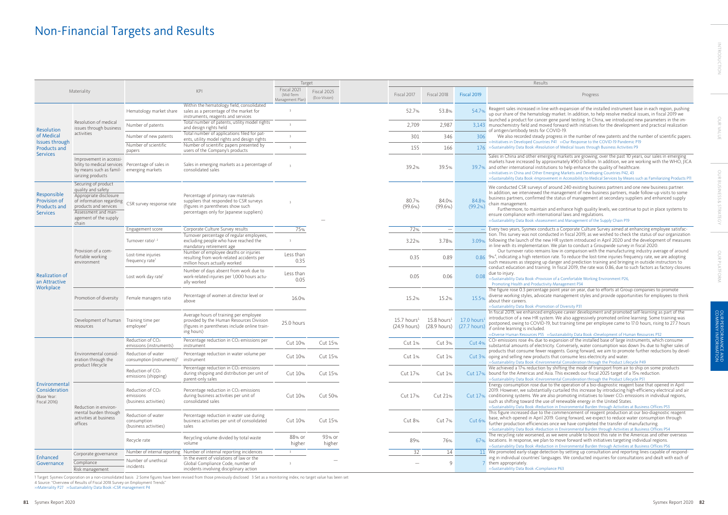# Non-Financial Targets and Results

| Materiality | | KPI | | Target: Fiscal 2021 (Mid-Term Management Plan) | Target: Fiscal 2025 (Eco-Vision) | Results: Fiscal 2017 | Results: Fiscal 2018 | Results: Fiscal 2019 | Progress |
|---|---|---|---|---|---|---|---|---|---|
| Resolution of Medical Issues through Products and Services | Resolution of medical issues through business activities | Hematology market share | Within the hematology field, consolidated sales as a percentage of the market for instruments, reagents and services | [3] | | 52.7% | 53.8% | 54.7% | Reagent sales increased in line with expansion of the installed instrument base in each region, pushing up our share of the hematology market. In addition, to help resolve medical issues, in fiscal 2019 we launched a product for cancer gene panel testing. In China, we introduced new parameters in the immunochemistry field and moved forward with initiatives for the development and practical realization of antigen/antibody tests for COVID-19. We also recorded steady progress in the number of new patents and the number of scientific papers. >>Initiatives in Developed Countries P41 >>Our Response to the COVID-19 Pandemic P19 >>Sustainability Data Book >Resolution of Medical Issues through Business Activities P9 |
| | | Number of patents | Total number of patents, utility model rights and design rights held | [3] | | 2,709 | 2,987 | 3,143 | |
| | | Number of new patents | Total number of applications filed for patents, utility model rights and design rights | [3] | | 301 | 346 | 306 | |
| | | Number of scientific papers | Number of scientific papers presented by users of the Company's products | [3] | | 155 | 166 | 176 | |
| | Improvement in accessibility to medical services by means such as familiarizing products | Percentage of sales in emerging markets | Sales in emerging markets as a percentage of consolidated sales | [3] | | 39.2% | 39.5% | 39.7% | Sales in China and other emerging markets are growing; over the past 10 years, our sales in emerging markets have increased by approximately ¥90.0 billion. In addition, we are working with the WHO, JICA and other international institutions to help enhance the quality of healthcare. >>Initiatives in China and Other Emerging Markets and Developing Countries P42, 43 >>Sustainability Data Book >Improvement in Accessibility to Medical Services by Means such as Familiarizing Products P11 |
| Responsible Provision of Products and Services | Securing of product quality and safety / Appropriate disclosure of information regarding products and services / Assessment and management of the supply chain | CSR survey response rate | Percentage of primary raw materials suppliers that responded to CSR surveys (figures in parentheses show such percentages only for Japanese suppliers) | [3] | — | 80.7% (99.6%) | 84.0% (99.6%) | 84.8% (99.2%) | We conducted CSR surveys of around 240 existing business partners and one new business partner. In addition, we interviewed the management of new business partners, made follow-up visits to some business partners, confirmed the status of management at secondary suppliers and enhanced supply chain management. Furthermore, to maintain and enhance high quality levels, we continue to put in place systems to ensure compliance with international laws and regulations. >>Sustainability Data Book >Assessment and Management of the Supply Chain P19 |
| Realization of an Attractive Workplace | Provision of a comfortable working environment | Engagement score | Corporate Culture Survey results | 75% | | 72% | — | — | Every two years, Sysmex conducts a Corporate Culture Survey aimed at enhancing employee satisfaction. This survey was not conducted in fiscal 2019, as we wished to check the status of our organization following the launch of the new HR system introduced in April 2020 and the development of measures in line with its implementation. We plan to conduct a Groupwide survey in fiscal 2020. Our turnover ratio remains low in comparison with the manufacturing industry average of around 9%[4], indicating a high retention rate. To reduce the lost-time injuries frequency rate, we are adopting such measures as stepping up danger and prediction training and bringing in outside instructors to conduct education and training. In fiscal 2019, the rate was 0.86, due to such factors as factory closures due to injury. >>Sustainability Data Book >Provision of a Comfortable Working Environment P26, Promoting Health and Productivity Management P34 |
| | | Turnover ratio[1, 2] | Turnover percentage of regular employees, excluding people who have reached the mandatory retirement age | [3] | | 3.22% | 3.78% | 3.09% | |
| | | Lost-time injuries frequency rate[1] | Number of employee deaths or injuries resulting from work-related accidents per million hours actually worked | Less than 0.35 | | 0.35 | 0.89 | 0.86 | |
| | | Lost work day rate[1] | Number of days absent from work due to work-related injuries per 1,000 hours actually worked | Less than 0.05 | | 0.05 | 0.06 | 0.08 | |
| | Promotion of diversity | Female managers ratio | Percentage of women at director level or above | 16.0% | | 15.2% | 15.2% | 15.5% | The figure rose 0.3 percentage point year on year, due to efforts at Group companies to promote diverse working styles, advocate management styles and provide opportunities for employees to think about their careers. >>Sustainability Data Book >Promotion of Diversity P31 |
| | Development of human resources | Training time per employee[2] | Average hours of training per employee provided by the Human Resources Division (figures in parentheses include online training hours) | 25.0 hours | | 15.7 hours[1] (24.9 hours) | 15.8 hours[1] (28.9 hours) | 17.0 hours[1] (27.7 hours) | In fiscal 2019, we enhanced employee career development and promoted self-learning as part of the introduction of a new HR system. We also aggressively promoted online learning. Some training was postponed, owing to COVID-19, but training time per employee came to 17.0 hours, rising to 27.7 hours if online learning is included. >>Diverse Human Resources P55 >>Sustainability Data Book >Development of Human Resources P32 |
| Environmental Consideration (Base Year: Fiscal 2016) | Environmental consideration through the product lifecycle | Reduction of $CO_2$ emissions (instruments) | Percentage reduction in $CO_2$ emissions per instrument | Cut 10% | Cut 15% | Cut 1% | Cut 3% | Cut 4% | $CO_2$ emissions rose 4% due to expansion of the installed base of large instruments, which consume substantial amounts of electricity. Conversely, water consumption was down 3% due to higher sales of products that consume fewer reagents. Going forward, we aim to promote further reductions by developing and selling new products that consume less electricity and water. >>Sustainability Data Book >Environmental Consideration through the Product Lifecycle P49 |
| | | Reduction of water consumption (instruments)[2] | Percentage reduction in water volume per instrument | Cut 10% | Cut 15% | Cut 1% | Cut 1% | Cut 3% | |
| | | Reduction of $CO_2$ emissions (shipping) | Percentage reduction in $CO_2$ emissions during shipping and distribution per unit of parent-only sales | Cut 10% | Cut 15% | Cut 17% | Cut 1% | Cut 17% | We achieved a 17% reduction by shifting the mode of transport from air to ship on some products bound for the Americas and Asia. This exceeds our fiscal 2025 target of a 15% reduction. >>Sustainability Data Book >Environmental Consideration through the Product Lifecycle P51 |
| | Reduction in environmental burden through activities at business offices | Reduction of $CO_2$ emissions (business activities) | Percentage reduction in $CO_2$ emissions during business activities per unit of consolidated sales | Cut 10% | Cut 50% | Cut 17% | Cut 21% | Cut 17% | Energy consumption rose due to the operation of a bio-diagnostic reagent base that opened in April 2019. However, we substantially curtailed this increase by introducing high-efficiency electrical and air conditioning systems. We are also promoting initiatives to lower $CO_2$ emissions in individual regions, such as shifting toward the use of renewable energy in the United States. >>Sustainability Data Book >Reduction in Environmental Burden through Activities at Business Offices P53 |
| | | Reduction of water consumption (business activities) | Percentage reduction in water use during business activities per unit of consolidated sales | Cut 10% | Cut 15% | Cut 8% | Cut 7% | Cut 6% | This figure increased due to the commencement of reagent production at our bio-diagnostic reagent base, which opened in April 2019. Going forward, we expect to reduce water consumption through further production efficiencies once we have completed the transfer of manufacturing. >>Sustainability Data Book >Reduction in Environmental Burden through Activities at Business Offices P54 |
| | | Recycle rate | Recycling volume divided by total waste volume | 88% or higher | 93% or higher | 89% | 76% | 67% | The recycling rate worsened, as we were unable to boost this rate in the Americas and other overseas locations. In response, we plan to move forward with initiatives targeting individual regions. >>Sustainability Data Book >Reduction in Environmental Burden through Activities at Business Offices P56 |
| Enhanced Governance | Corporate governance | Number of internal reporting | Number of internal reporting incidences | [3] | — | 32 | 14 | 11 | We promoted early-stage detection by setting up consultation and reporting lines capable of responding in individual countries' languages. We conducted inquiries for consultations and dealt with each of them appropriately. >>Sustainability Data Book >Compliance P63 |
| | Compliance / Risk management | Number of unethical incidents | In the event of violations of law or the Global Compliance Code, number of incidents involving disciplinary action | [3] | | — | 9 | 7 | |

1 Target: Sysmex Corporation on a non-consolidated basis 2 Some figures have been revised from those previously disclosed 3 Set as a monitoring index; no target value has been set

4 Source: "Overview of Results of Fiscal 2018 Survey on Employment Trends"

>>Materiality P27 >>Sustainability Data Book >CSR management P4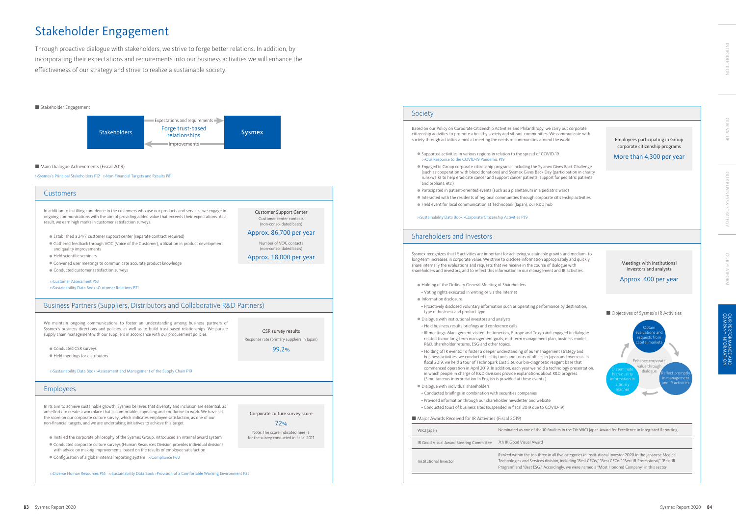# Stakeholder Engagement

Through proactive dialogue with stakeholders, we strive to forge better relations. In addition, by incorporating their expectations and requirements into our business activities we will enhance the effectiveness of our strategy and strive to realize a sustainable society.

■ Stakeholder Engagement

Stakeholders
Expectations and requirements
Forge trust-based relationships
Improvements
Sysmex

■ Main Dialogue Achievements (Fiscal 2019)

››Sysmex's Principal Stakeholders P12 ››Non-Financial Targets and Results P81

## Customers

In addition to instilling confidence in the customers who use our products and services, we engage in ongoing communications with the aim of providing added value that exceeds their expectations. As a result, we earn high marks in customer satisfaction surveys.

- Established a 24/7 customer support center (separate contract required)
- Gathered feedback through VOC (Voice of the Customer), utilization in product development and quality improvements
- Held scientific seminars
- Convened user meetings to communicate accurate product knowledge
- Conducted customer satisfaction surveys

››Customer Assessment P53
››Sustainability Data Book ›Customer Relations P21

Customer Support Center
Customer center contacts (non-consolidated basis)
Approx. 86,700 per year
Number of VOC contacts (non-consolidated basis)
Approx. 18,000 per year

## Business Partners (Suppliers, Distributors and Collaborative R&D Partners)

We maintain ongoing communications to foster an understanding among business partners of Sysmex's business directions and policies, as well as to build trust-based relationships. We pursue supply chain management with our suppliers in accordance with our procurement policies.

- Conducted CSR surveys
- Held meetings for distributors

››Sustainability Data Book ›Assessment and Management of the Supply Chain P19

CSR survey results
Response rate (primary suppliers in Japan)
99.2%

## Employees

In its aim to achieve sustainable growth, Sysmex believes that diversity and inclusion are essential, as are efforts to create a workplace that is comfortable, appealing and conducive to work. We have set the score on our corporate culture survey, which indicates employee satisfaction, as one of our non-financial targets, and we are undertaking initiatives to achieve this target.

- Instilled the corporate philosophy of the Sysmex Group, introduced an internal award system
- Conducted corporate culture surveys (Human Resources Division provides individual divisions with advice on making improvements, based on the results of employee satisfaction
- Configuration of a global internal reporting system ››Compliance P60

››Diverse Human Resources P55 ››Sustainability Data Book ›Provision of a Comfortable Working Environment P25

Corporate culture survey score
72%
Note: The score indicated here is for the survey conducted in fiscal 2017

## Society

Based on our Policy on Corporate Citizenship Activities and Philanthropy, we carry out corporate citizenship activities to promote a healthy society and vibrant communities. We communicate with society through activities aimed at meeting the needs of communities around the world.

- Supported activities in various regions in relation to the spread of COVID-19
  ››Our Response to the COVID-19 Pandemic P19
- Engaged in Group corporate citizenship programs, including the Sysmex Gives Back Challenge (such as cooperation with blood donations) and Sysmex Gives Back Day (participation in charity runs/walks to help eradicate cancer and support cancer patients, support for pediatric patients and orphans, etc.)
- Participated in patient-oriented events (such as a planetarium in a pediatric ward)
- Interacted with the residents of regional communities through corporate citizenship activities
- Held event for local communication at Technopark (Japan), our R&D hub

››Sustainability Data Book ›Corporate Citizenship Activities P39

Employees participating in Group corporate citizenship programs
More than 4,300 per year

## Shareholders and Investors

Sysmex recognizes that IR activities are important for achieving sustainable growth and medium- to long-term increases in corporate value. We strive to disclose information appropriately and quickly share internally the evaluations and requests that we receive in the course of dialogue with shareholders and investors, and to reflect this information in our management and IR activities.

- Holding of the Ordinary General Meeting of Shareholders
  - Voting rights executed in writing or via the Internet
- Information disclosure
  - Proactively disclosed voluntary information such as operating performance by destination, type of business and product type
- Dialogue with institutional investors and analysts
  - Held business results briefings and conference calls
  - IR meetings: Management visited the Americas, Europe and Tokyo and engaged in dialogue related to our long-term management goals, mid-term management plan, business model, R&D, shareholder returns, ESG and other topics.
  - Holding of IR events: To foster a deeper understanding of our management strategy and business activities, we conducted facility tours and tours of offices in Japan and overseas. In fiscal 2019, we held a tour of Technopark East Site, our bio-diagnostic reagent base that commenced operation in April 2019. In addition, each year we hold a technology presentation, in which people in charge of R&D divisions provide explanations about R&D progress. (Simultaneous interpretation in English is provided at these events.)
- Dialogue with individual shareholders
  - Conducted briefings in combination with securities companies
  - Provided information through our shareholder newsletter and website
  - Conducted tours of business sites (suspended in fiscal 2019 due to COVID-19)

Meetings with institutional investors and analysts
Approx. 400 per year

■ Objectives of Sysmex's IR Activities

Obtain evaluations and requests from capital markets
Reflect promptly in management and IR activities
Disseminate high-quality information in a timely manner
Enhance corporate value through dialogue

■ Major Awards Received for IR Activities (Fiscal 2019)

| | |
|---|---|
| WICI Japan | Nominated as one of the 10 finalists in the 7th WICI Japan Award for Excellence in Integrated Reporting |
| IR Good Visual Award Steering Committee | 7th IR Good Visual Award |
| Institutional Investor | Ranked within the top three in all five categories in Institutional Investor 2020 in the Japanese Medical Technologies and Services division, including "Best CEOs," "Best CFOs," "Best IR Professional," "Best IR Program" and "Best ESG." Accordingly, we were named a "Most Honored Company" in this sector. |